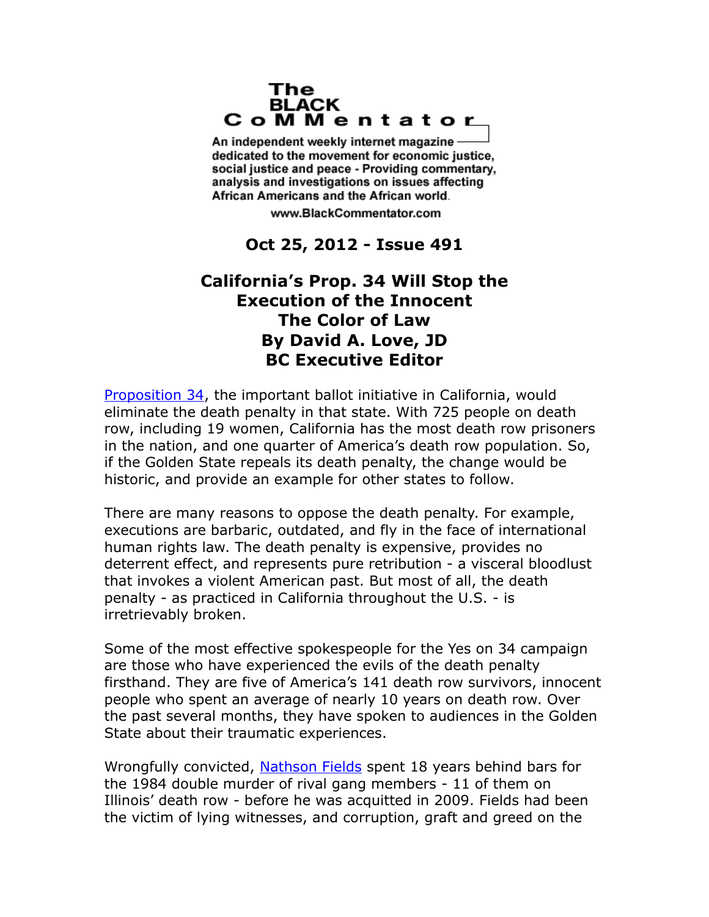The BLACK CoMMentator

An independent weekly internet magazine dedicated to the movement for economic justice, social justice and peace - Providing commentary, analysis and investigations on issues affecting African Americans and the African world.

www.BlackCommentator.com

**Oct 25, 2012 - Issue 491**

# California's Prop. 34 Will Stop the Execution of the Innocent

## The Color of Law

**By David A. Love, JD**

**BC Executive Editor**

[Proposition 34](), the important ballot initiative in California, would eliminate the death penalty in that state. With 725 people on death row, including 19 women, California has the most death row prisoners in the nation, and one quarter of America's death row population. So, if the Golden State repeals its death penalty, the change would be historic, and provide an example for other states to follow.

There are many reasons to oppose the death penalty. For example, executions are barbaric, outdated, and fly in the face of international human rights law. The death penalty is expensive, provides no deterrent effect, and represents pure retribution - a visceral bloodlust that invokes a violent American past. But most of all, the death penalty - as practiced in California throughout the U.S. - is irretrievably broken.

Some of the most effective spokespeople for the Yes on 34 campaign are those who have experienced the evils of the death penalty firsthand. They are five of America's 141 death row survivors, innocent people who spent an average of nearly 10 years on death row. Over the past several months, they have spoken to audiences in the Golden State about their traumatic experiences.

Wrongfully convicted, [Nathson Fields]() spent 18 years behind bars for the 1984 double murder of rival gang members - 11 of them on Illinois' death row - before he was acquitted in 2009. Fields had been the victim of lying witnesses, and corruption, graft and greed on the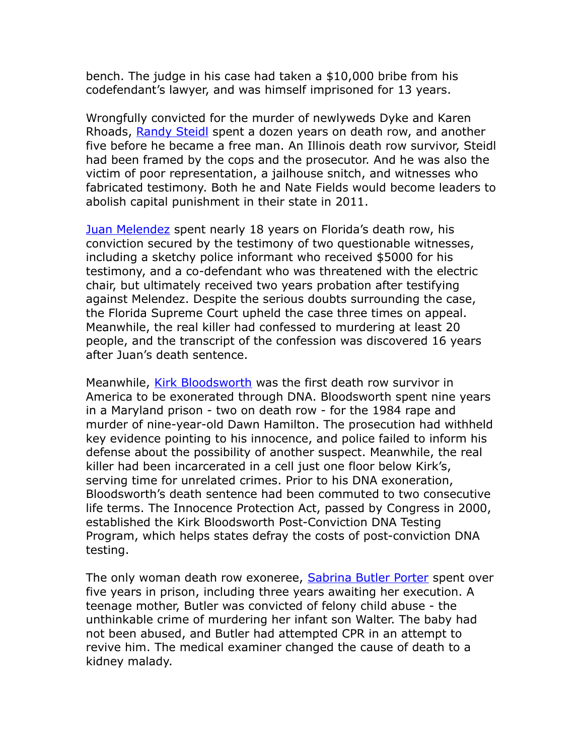bench. The judge in his case had taken a $10,000 bribe from his codefendant's lawyer, and was himself imprisoned for 13 years.

Wrongfully convicted for the murder of newlyweds Dyke and Karen Rhoads, Randy Steidl spent a dozen years on death row, and another five before he became a free man. An Illinois death row survivor, Steidl had been framed by the cops and the prosecutor. And he was also the victim of poor representation, a jailhouse snitch, and witnesses who fabricated testimony. Both he and Nate Fields would become leaders to abolish capital punishment in their state in 2011.

Juan Melendez spent nearly 18 years on Florida's death row, his conviction secured by the testimony of two questionable witnesses, including a sketchy police informant who received $5000 for his testimony, and a co-defendant who was threatened with the electric chair, but ultimately received two years probation after testifying against Melendez. Despite the serious doubts surrounding the case, the Florida Supreme Court upheld the case three times on appeal. Meanwhile, the real killer had confessed to murdering at least 20 people, and the transcript of the confession was discovered 16 years after Juan's death sentence.

Meanwhile, Kirk Bloodsworth was the first death row survivor in America to be exonerated through DNA. Bloodsworth spent nine years in a Maryland prison - two on death row - for the 1984 rape and murder of nine-year-old Dawn Hamilton. The prosecution had withheld key evidence pointing to his innocence, and police failed to inform his defense about the possibility of another suspect. Meanwhile, the real killer had been incarcerated in a cell just one floor below Kirk's, serving time for unrelated crimes. Prior to his DNA exoneration, Bloodsworth's death sentence had been commuted to two consecutive life terms. The Innocence Protection Act, passed by Congress in 2000, established the Kirk Bloodsworth Post-Conviction DNA Testing Program, which helps states defray the costs of post-conviction DNA testing.

The only woman death row exoneree, Sabrina Butler Porter spent over five years in prison, including three years awaiting her execution. A teenage mother, Butler was convicted of felony child abuse - the unthinkable crime of murdering her infant son Walter. The baby had not been abused, and Butler had attempted CPR in an attempt to revive him. The medical examiner changed the cause of death to a kidney malady.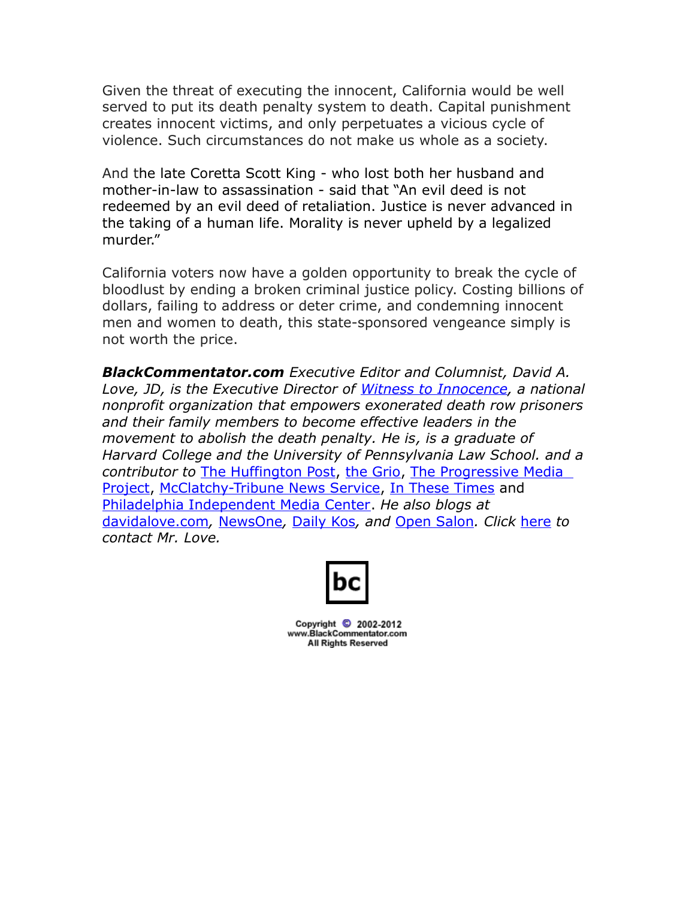Given the threat of executing the innocent, California would be well served to put its death penalty system to death. Capital punishment creates innocent victims, and only perpetuates a vicious cycle of violence. Such circumstances do not make us whole as a society.

And the late Coretta Scott King - who lost both her husband and mother-in-law to assassination - said that "An evil deed is not redeemed by an evil deed of retaliation. Justice is never advanced in the taking of a human life. Morality is never upheld by a legalized murder."

California voters now have a golden opportunity to break the cycle of bloodlust by ending a broken criminal justice policy. Costing billions of dollars, failing to address or deter crime, and condemning innocent men and women to death, this state-sponsored vengeance simply is not worth the price.

***BlackCommentator.com*** *Executive Editor and Columnist, David A. Love, JD, is the Executive Director of* *Witness to Innocence**, a national nonprofit organization that empowers exonerated death row prisoners and their family members to become effective leaders in the movement to abolish the death penalty. He is, is a graduate of Harvard College and the University of Pennsylvania Law School. and a contributor to* The Huffington Post, the Grio, The Progressive Media Project, McClatchy-Tribune News Service, In These Times and Philadelphia Independent Media Center. *He also blogs at* davidalove.com, NewsOne, Daily Kos, *and* Open Salon. *Click* here *to contact Mr. Love.*

bc

Copyright © 2002-2012
www.BlackCommentator.com
All Rights Reserved